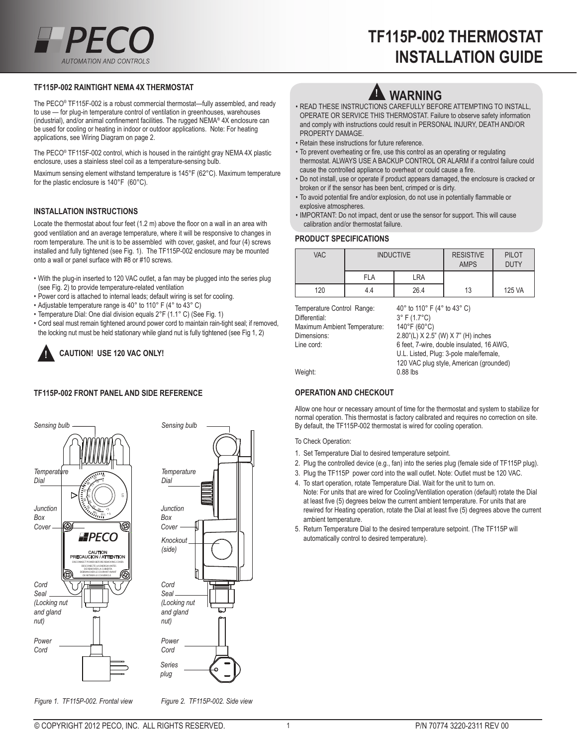# TF115P-002 THERMOSTAT INSTALLATION GUIDE

PECO AUTOMATION AND CONTROLS

## TF115P-002 RAINTIGHT NEMA 4X THERMOSTAT

The PECO® TF115F-002 is a robust commercial thermostat—fully assembled, and ready to use — for plug-in temperature control of ventilation in greenhouses, warehouses (industrial), and/or animal confinement facilities. The rugged NEMA® 4X enclosure can be used for cooling or heating in indoor or outdoor applications. Note: For heating applications, see Wiring Diagram on page 2.

The PECO® TF115F-002 control, which is housed in the raintight gray NEMA 4X plastic enclosure, uses a stainless steel coil as a temperature-sensing bulb.

Maximum sensing element withstand temperature is 145°F (62°C). Maximum temperature for the plastic enclosure is 140°F (60°C).

## INSTALLATION INSTRUCTIONS

Locate the thermostat about four feet (1.2 m) above the floor on a wall in an area with good ventilation and an average temperature, where it will be responsive to changes in room temperature. The unit is to be assembled with cover, gasket, and four (4) screws installed and fully tightened (see Fig. 1). The TF115P-002 enclosure may be mounted onto a wall or panel surface with #8 or #10 screws.

- With the plug-in inserted to 120 VAC outlet, a fan may be plugged into the series plug (see Fig. 2) to provide temperature-related ventilation
- Power cord is attached to internal leads; default wiring is set for cooling.
- Adjustable temperature range is 40° to 110° F (4° to 43° C)
- Temperature Dial: One dial division equals 2°F (1.1° C) (See Fig. 1)
- Cord seal must remain tightened around power cord to maintain rain-tight seal; if removed, the locking nut must be held stationary while gland nut is fully tightened (see Fig 1, 2)

**CAUTION! USE 120 VAC ONLY!**

## TF115P-002 FRONT PANEL AND SIDE REFERENCE

*Sensing bulb*
*Temperature Dial*
*Junction Box Cover*
*Cord Seal (Locking nut and gland nut)*
*Power Cord*

CAUTION
PRECAUCION / ATTENTION
DISCONNECT POWER BEFORE REMOVING COVER
DESCONECTE LA ENERGIA ANTES DE REMOVER LA CUBIERTA
DEBRANCHER LE COURANT AVANT DE RETIRER LE COUVERCLE

*Figure 1. TF115P-002. Frontal view*

*Sensing bulb*
*Temperature Dial*
*Junction Box Cover*
*Knockout (side)*
*Cord Seal (Locking nut and gland nut)*
*Power Cord*
*Series plug*

*Figure 2. TF115P-002. Side view*

## WARNING

- READ THESE INSTRUCTIONS CAREFULLY BEFORE ATTEMPTING TO INSTALL, OPERATE OR SERVICE THIS THERMOSTAT. Failure to observe safety information and comply with instructions could result in PERSONAL INJURY, DEATH AND/OR PROPERTY DAMAGE.
- Retain these instructions for future reference.
- To prevent overheating or fire, use this control as an operating or regulating thermostat. ALWAYS USE A BACKUP CONTROL OR ALARM if a control failure could cause the controlled appliance to overheat or could cause a fire.
- Do not install, use or operate if product appears damaged, the enclosure is cracked or broken or if the sensor has been bent, crimped or is dirty.
- To avoid potential fire and/or explosion, do not use in potentially flammable or explosive atmospheres.
- IMPORTANT: Do not impact, dent or use the sensor for support. This will cause calibration and/or thermostat failure.

## PRODUCT SPECIFICATIONS

| VAC | INDUCTIVE | | RESISTIVE AMPS | PILOT DUTY |
|---|---|---|---|---|
| | FLA | LRA | | |
| 120 | 4.4 | 26.4 | 13 | 125 VA |

| | |
|---|---|
| Temperature Control Range: | 40° to 110° F (4° to 43° C) |
| Differential: | 3° F (1.7°C) |
| Maximum Ambient Temperature: | 140°F (60°C) |
| Dimensions: | 2.80"(L) X 2.5" (W) X 7" (H) inches |
| Line cord: | 6 feet, 7-wire, double insulated, 16 AWG, U.L. Listed, Plug: 3-pole male/female, 120 VAC plug style, American (grounded) |
| Weight: | 0.88 lbs |

## OPERATION AND CHECKOUT

Allow one hour or necessary amount of time for the thermostat and system to stabilize for normal operation. This thermostat is factory calibrated and requires no correction on site. By default, the TF115P-002 thermostat is wired for cooling operation.

To Check Operation:

1. Set Temperature Dial to desired temperature setpoint.
2. Plug the controlled device (e.g., fan) into the series plug (female side of TF115P plug).
3. Plug the TF115P power cord into the wall outlet. Note: Outlet must be 120 VAC.
4. To start operation, rotate Temperature Dial. Wait for the unit to turn on.
   Note: For units that are wired for Cooling/Ventilation operation (default) rotate the Dial at least five (5) degrees below the current ambient temperature. For units that are rewired for Heating operation, rotate the Dial at least five (5) degrees above the current ambient temperature.
5. Return Temperature Dial to the desired temperature setpoint. (The TF115P will automatically control to desired temperature).

© COPYRIGHT 2012 PECO, INC. ALL RIGHTS RESERVED. P/N 70774 3220-2311 REV 00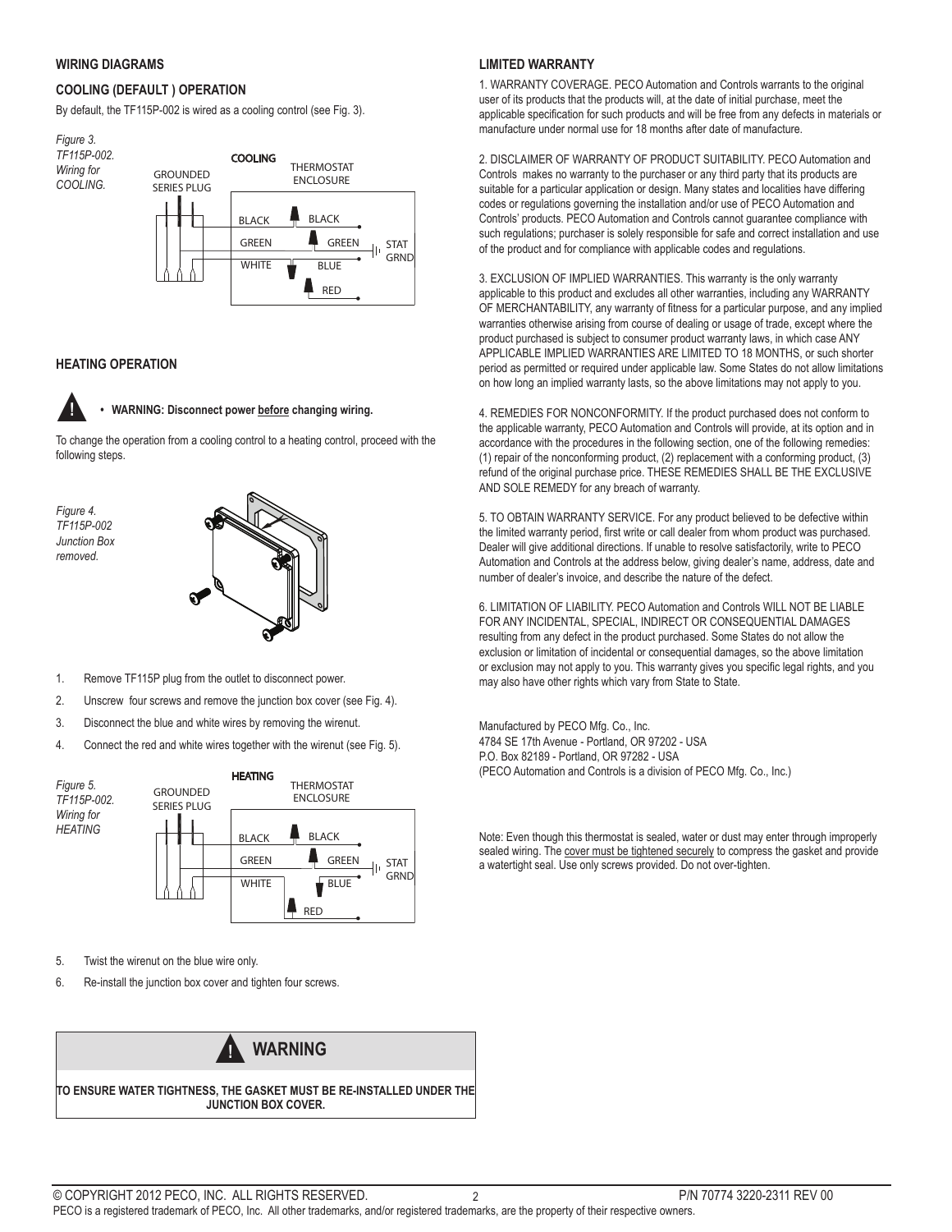## WIRING DIAGRAMS

### COOLING (DEFAULT ) OPERATION

By default, the TF115P-002 is wired as a cooling control (see Fig. 3).

*Figure 3. TF115P-002. Wiring for COOLING.*

COOLING

GROUNDED SERIES PLUG

THERMOSTAT ENCLOSURE

BLACK
BLACK
GREEN
GREEN
STAT GRND
WHITE
BLUE
RED

### HEATING OPERATION

**• WARNING: Disconnect power before changing wiring.**

To change the operation from a cooling control to a heating control, proceed with the following steps.

*Figure 4. TF115P-002 Junction Box removed.*

1. Remove TF115P plug from the outlet to disconnect power.
2. Unscrew four screws and remove the junction box cover (see Fig. 4).
3. Disconnect the blue and white wires by removing the wirenut.
4. Connect the red and white wires together with the wirenut (see Fig. 5).

*Figure 5. TF115P-002. Wiring for HEATING*

HEATING

GROUNDED SERIES PLUG

THERMOSTAT ENCLOSURE

BLACK
BLACK
GREEN
GREEN
STAT GRND
WHITE
BLUE
RED

5. Twist the wirenut on the blue wire only.
6. Re-install the junction box cover and tighten four screws.

**WARNING**

**TO ENSURE WATER TIGHTNESS, THE GASKET MUST BE RE-INSTALLED UNDER THE JUNCTION BOX COVER.**

## LIMITED WARRANTY

1. WARRANTY COVERAGE. PECO Automation and Controls warrants to the original user of its products that the products will, at the date of initial purchase, meet the applicable specification for such products and will be free from any defects in materials or manufacture under normal use for 18 months after date of manufacture.

2. DISCLAIMER OF WARRANTY OF PRODUCT SUITABILITY. PECO Automation and Controls makes no warranty to the purchaser or any third party that its products are suitable for a particular application or design. Many states and localities have differing codes or regulations governing the installation and/or use of PECO Automation and Controls' products. PECO Automation and Controls cannot guarantee compliance with such regulations; purchaser is solely responsible for safe and correct installation and use of the product and for compliance with applicable codes and regulations.

3. EXCLUSION OF IMPLIED WARRANTIES. This warranty is the only warranty applicable to this product and excludes all other warranties, including any WARRANTY OF MERCHANTABILITY, any warranty of fitness for a particular purpose, and any implied warranties otherwise arising from course of dealing or usage of trade, except where the product purchased is subject to consumer product warranty laws, in which case ANY APPLICABLE IMPLIED WARRANTIES ARE LIMITED TO 18 MONTHS, or such shorter period as permitted or required under applicable law. Some States do not allow limitations on how long an implied warranty lasts, so the above limitations may not apply to you.

4. REMEDIES FOR NONCONFORMITY. If the product purchased does not conform to the applicable warranty, PECO Automation and Controls will provide, at its option and in accordance with the procedures in the following section, one of the following remedies: (1) repair of the nonconforming product, (2) replacement with a conforming product, (3) refund of the original purchase price. THESE REMEDIES SHALL BE THE EXCLUSIVE AND SOLE REMEDY for any breach of warranty.

5. TO OBTAIN WARRANTY SERVICE. For any product believed to be defective within the limited warranty period, first write or call dealer from whom product was purchased. Dealer will give additional directions. If unable to resolve satisfactorily, write to PECO Automation and Controls at the address below, giving dealer's name, address, date and number of dealer's invoice, and describe the nature of the defect.

6. LIMITATION OF LIABILITY. PECO Automation and Controls WILL NOT BE LIABLE FOR ANY INCIDENTAL, SPECIAL, INDIRECT OR CONSEQUENTIAL DAMAGES resulting from any defect in the product purchased. Some States do not allow the exclusion or limitation of incidental or consequential damages, so the above limitation or exclusion may not apply to you. This warranty gives you specific legal rights, and you may also have other rights which vary from State to State.

Manufactured by PECO Mfg. Co., Inc.
4784 SE 17th Avenue - Portland, OR 97202 - USA
P.O. Box 82189 - Portland, OR 97282 - USA
(PECO Automation and Controls is a division of PECO Mfg. Co., Inc.)

Note: Even though this thermostat is sealed, water or dust may enter through improperly sealed wiring. The cover must be tightened securely to compress the gasket and provide a watertight seal. Use only screws provided. Do not over-tighten.

© COPYRIGHT 2012 PECO, INC. ALL RIGHTS RESERVED. P/N 70774 3220-2311 REV 00

PECO is a registered trademark of PECO, Inc. All other trademarks, and/or registered trademarks, are the property of their respective owners.